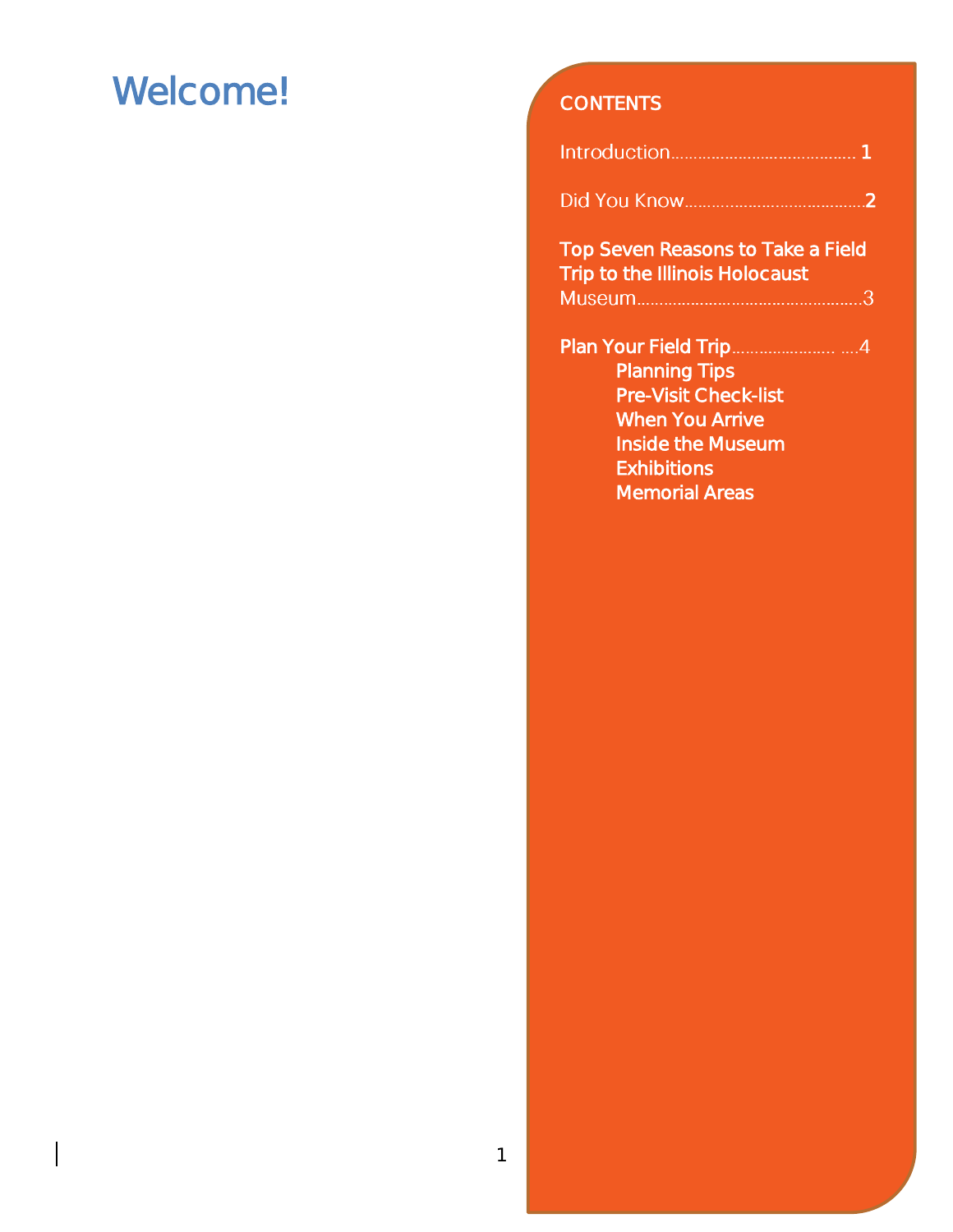# Welcome!

## CONTENTS

Introduction........................................ 1

Did You Know.......................................2

Top Seven Reasons to Take a Field Trip to the Illinois Holocaust Museum..................................................3

Plan Your Field Trip...................... ....4

- Planning Tips
- Pre-Visit Check-list
- When You Arrive
- Inside the Museum
- Exhibitions
- Memorial Areas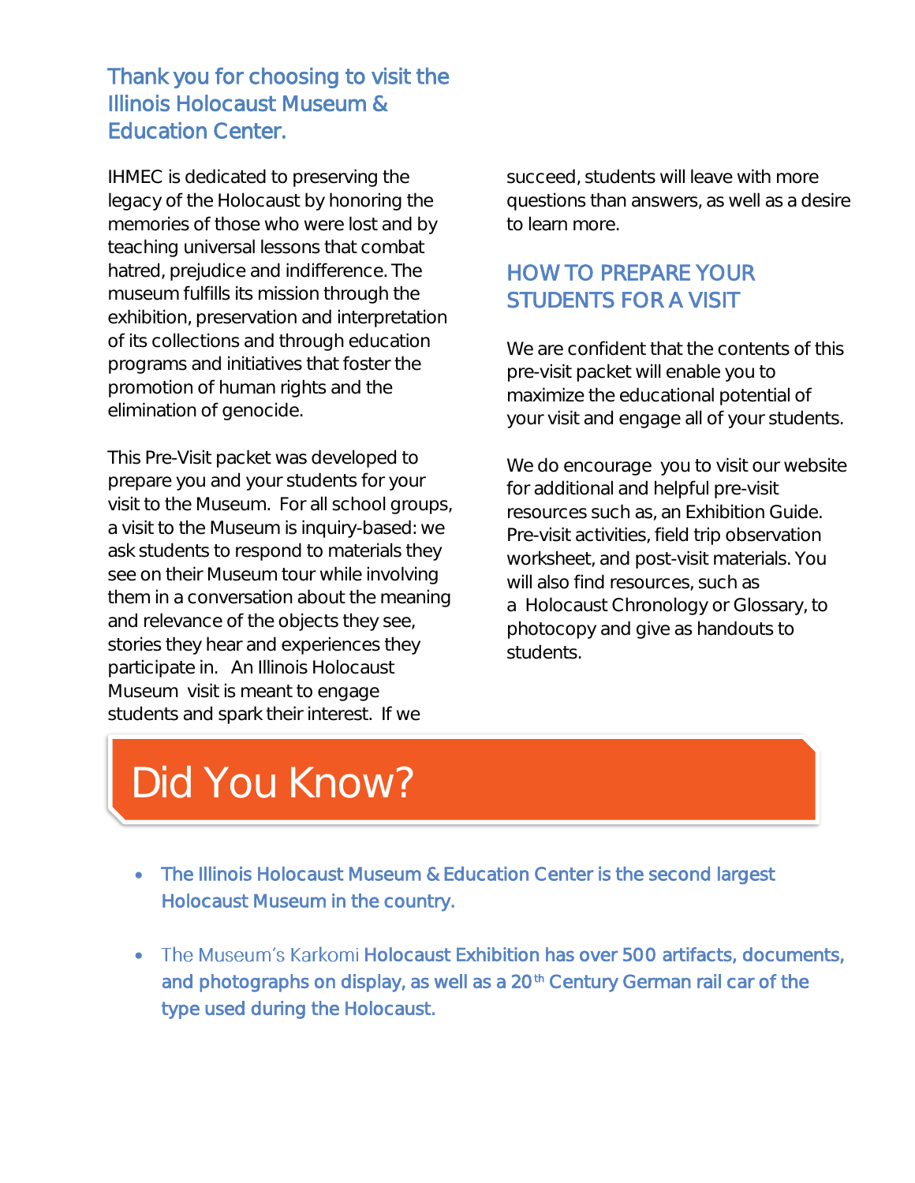## Thank you for choosing to visit the Illinois Holocaust Museum & Education Center.

IHMEC is dedicated to preserving the legacy of the Holocaust by honoring the memories of those who were lost and by teaching universal lessons that combat hatred, prejudice and indifference. The museum fulfills its mission through the exhibition, preservation and interpretation of its collections and through education programs and initiatives that foster the promotion of human rights and the elimination of genocide.

This Pre-Visit packet was developed to prepare you and your students for your visit to the Museum. For all school groups, a visit to the Museum is inquiry-based: we ask students to respond to materials they see on their Museum tour while involving them in a conversation about the meaning and relevance of the objects they see, stories they hear and experiences they participate in. An Illinois Holocaust Museum visit is meant to engage students and spark their interest. If we succeed, students will leave with more questions than answers, as well as a desire to learn more.

## HOW TO PREPARE YOUR STUDENTS FOR A VISIT

We are confident that the contents of this pre-visit packet will enable you to maximize the educational potential of your visit and engage all of your students.

We do encourage you to visit our website for additional and helpful pre-visit resources such as, an Exhibition Guide. Pre-visit activities, field trip observation worksheet, and post-visit materials. You will also find resources, such as a Holocaust Chronology or Glossary, to photocopy and give as handouts to students.

# Did You Know?

- **The Illinois Holocaust Museum & Education Center is the second largest Holocaust Museum in the country.**
- The Museum's Karkomi **Holocaust Exhibition has over 500 artifacts, documents, and photographs on display, as well as a 20th Century German rail car of the type used during the Holocaust.**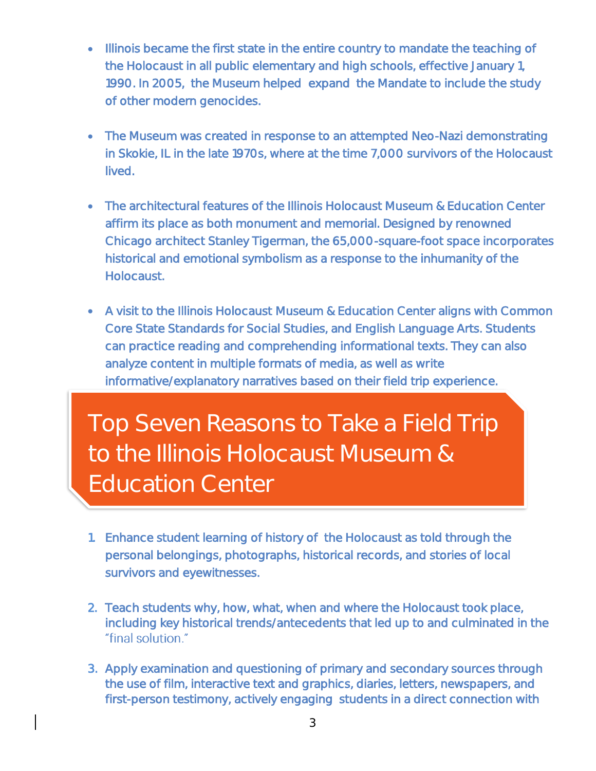- Illinois became the first state in the entire country to mandate the teaching of the Holocaust in all public elementary and high schools, effective January 1, 1990. In 2005, the Museum helped expand the Mandate to include the study of other modern genocides.

- The Museum was created in response to an attempted Neo-Nazi demonstrating in Skokie, IL in the late 1970s, where at the time 7,000 survivors of the Holocaust lived.

- The architectural features of the Illinois Holocaust Museum & Education Center affirm its place as both monument and memorial. Designed by renowned Chicago architect Stanley Tigerman, the 65,000-square-foot space incorporates historical and emotional symbolism as a response to the inhumanity of the Holocaust.

- A visit to the Illinois Holocaust Museum & Education Center aligns with Common Core State Standards for Social Studies, and English Language Arts. Students can practice reading and comprehending informational texts. They can also analyze content in multiple formats of media, as well as write informative/explanatory narratives based on their field trip experience.

# Top Seven Reasons to Take a Field Trip to the Illinois Holocaust Museum & Education Center

1. Enhance student learning of history of the Holocaust as told through the personal belongings, photographs, historical records, and stories of local survivors and eyewitnesses.

2. Teach students why, how, what, when and where the Holocaust took place, including key historical trends/antecedents that led up to and culminated in the "final solution."

3. Apply examination and questioning of primary and secondary sources through the use of film, interactive text and graphics, diaries, letters, newspapers, and first-person testimony, actively engaging students in a direct connection with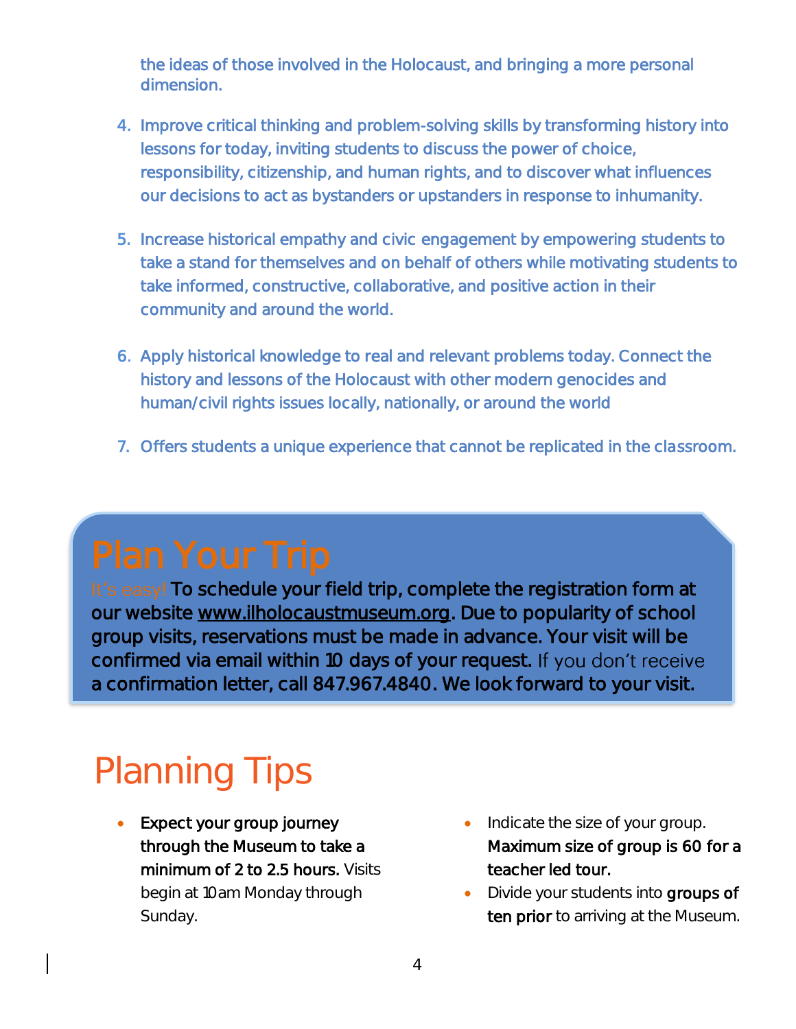the ideas of those involved in the Holocaust, and bringing a more personal dimension.

4. Improve critical thinking and problem-solving skills by transforming history into lessons for today, inviting students to discuss the power of choice, responsibility, citizenship, and human rights, and to discover what influences our decisions to act as bystanders or upstanders in response to inhumanity.

5. Increase historical empathy and civic engagement by empowering students to take a stand for themselves and on behalf of others while motivating students to take informed, constructive, collaborative, and positive action in their community and around the world.

6. Apply historical knowledge to real and relevant problems today. Connect the history and lessons of the Holocaust with other modern genocides and human/civil rights issues locally, nationally, or around the world

7. Offers students a unique experience that cannot be replicated in the classroom.

# Plan Your Trip

It's easy! To schedule your field trip, complete the registration form at our website www.ilholocaustmuseum.org. Due to popularity of school group visits, reservations must be made in advance. Your visit will be confirmed via email within 10 days of your request. If you don't receive a confirmation letter, call 847.967.4840. We look forward to your visit.

# Planning Tips

- **Expect your group journey through the Museum to take a minimum of 2 to 2.5 hours.** Visits begin at 10am Monday through Sunday.
- Indicate the size of your group. **Maximum size of group is 60 for a teacher led tour.**
- Divide your students into **groups of ten prior** to arriving at the Museum.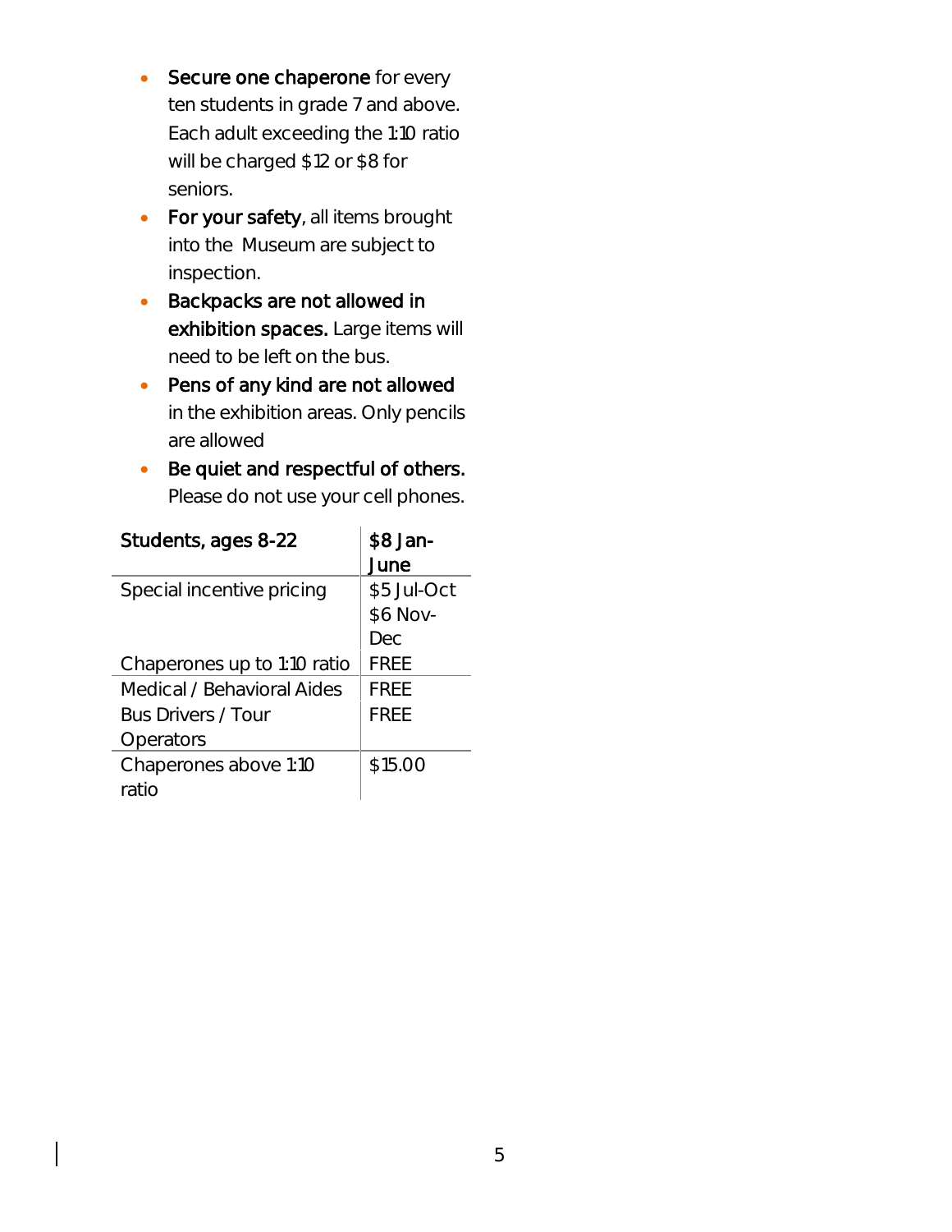- **Secure one chaperone** for every ten students in grade 7 and above. Each adult exceeding the 1:10 ratio will be charged $12 or $8 for seniors.
- **For your safety**, all items brought into the Museum are subject to inspection.
- **Backpacks are not allowed in exhibition spaces.** Large items will need to be left on the bus.
- **Pens of any kind are not allowed** in the exhibition areas. Only pencils are allowed
- **Be quiet and respectful of others.** Please do not use your cell phones.

| Students, ages 8-22 | $8 Jan-June |
|---|---|
| Special incentive pricing | $5 Jul-Oct<br>$6 Nov-Dec |
| Chaperones up to 1:10 ratio | FREE |
| Medical / Behavioral Aides | FREE |
| Bus Drivers / Tour Operators | FREE |
| Chaperones above 1:10 ratio | $15.00 |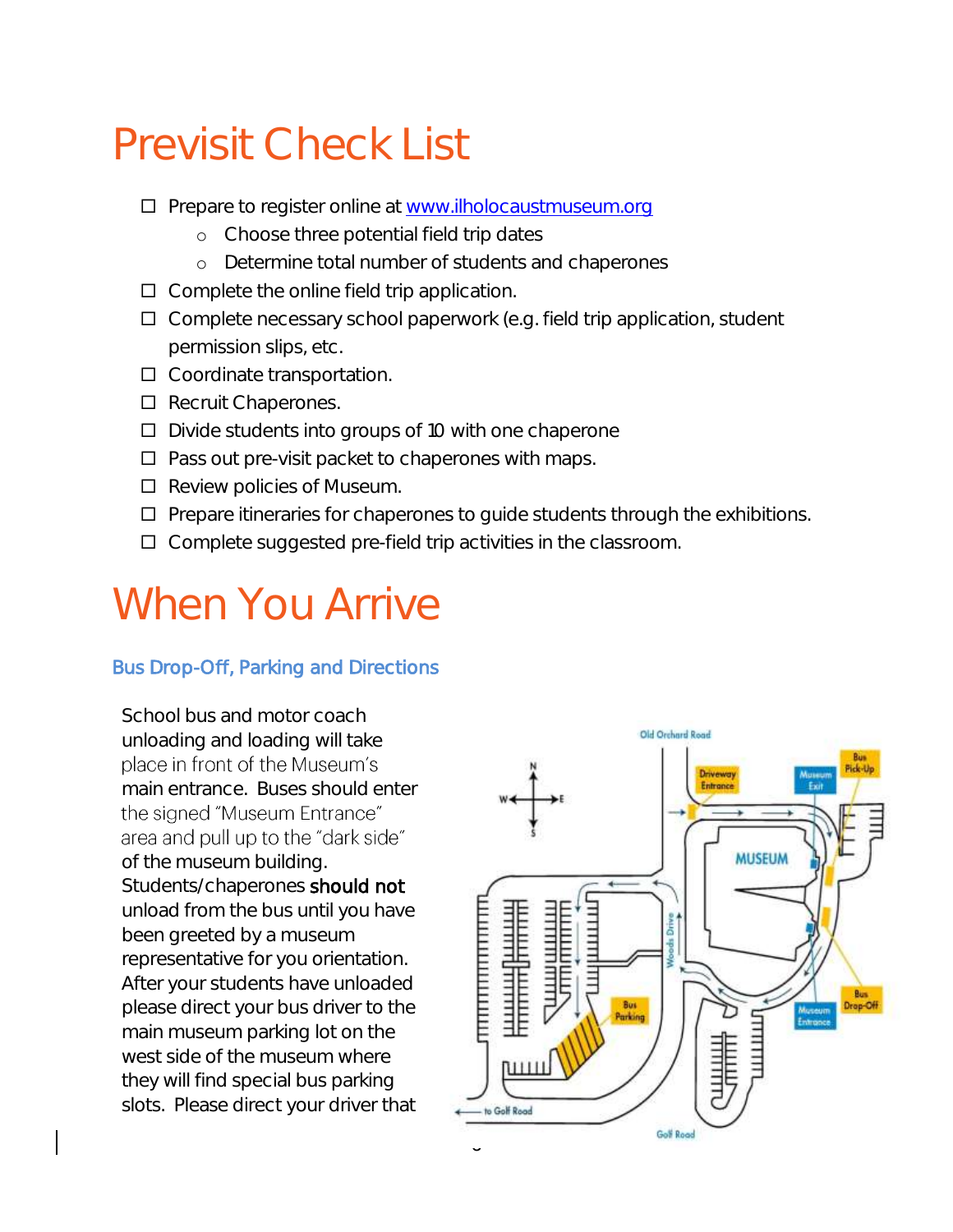# Previsit Check List

- ☐ Prepare to register online at www.ilholocaustmuseum.org
  - Choose three potential field trip dates
  - Determine total number of students and chaperones
- ☐ Complete the online field trip application.
- ☐ Complete necessary school paperwork (e.g. field trip application, student permission slips, etc.
- ☐ Coordinate transportation.
- ☐ Recruit Chaperones.
- ☐ Divide students into groups of 10 with one chaperone
- ☐ Pass out pre-visit packet to chaperones with maps.
- ☐ Review policies of Museum.
- ☐ Prepare itineraries for chaperones to guide students through the exhibitions.
- ☐ Complete suggested pre-field trip activities in the classroom.

# When You Arrive

### Bus Drop-Off, Parking and Directions

School bus and motor coach unloading and loading will take place in front of the Museum's main entrance. Buses should enter the signed "Museum Entrance" area and pull up to the "dark side" of the museum building. Students/chaperones **should not** unload from the bus until you have been greeted by a museum representative for you orientation. After your students have unloaded please direct your bus driver to the main museum parking lot on the west side of the museum where they will find special bus parking slots. Please direct your driver that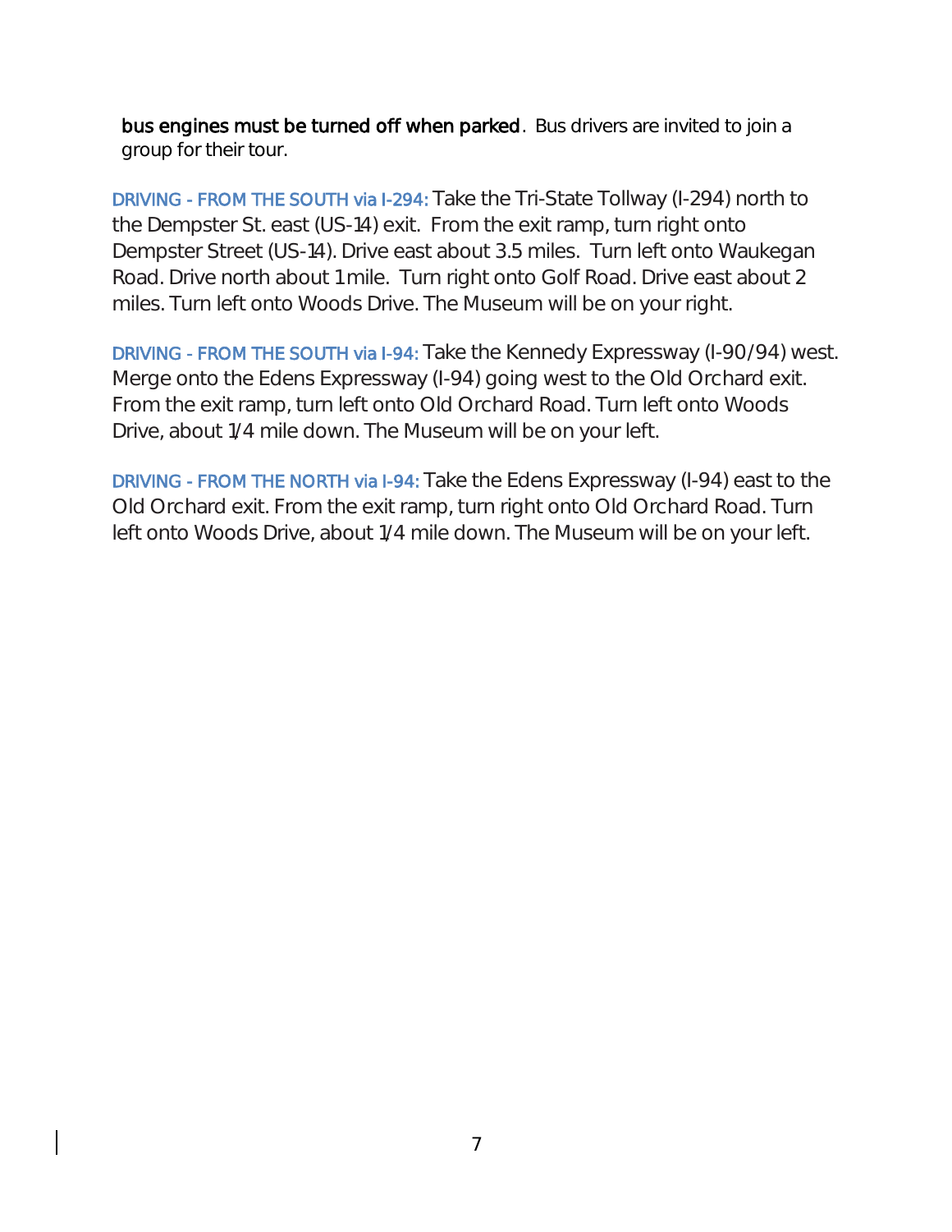**bus engines must be turned off when parked**. Bus drivers are invited to join a group for their tour.

DRIVING - FROM THE SOUTH via I-294: Take the Tri-State Tollway (I-294) north to the Dempster St. east (US-14) exit. From the exit ramp, turn right onto Dempster Street (US-14). Drive east about 3.5 miles. Turn left onto Waukegan Road. Drive north about 1 mile. Turn right onto Golf Road. Drive east about 2 miles. Turn left onto Woods Drive. The Museum will be on your right.

DRIVING - FROM THE SOUTH via I-94: Take the Kennedy Expressway (I-90/94) west. Merge onto the Edens Expressway (I-94) going west to the Old Orchard exit. From the exit ramp, turn left onto Old Orchard Road. Turn left onto Woods Drive, about 1/4 mile down. The Museum will be on your left.

DRIVING - FROM THE NORTH via I-94: Take the Edens Expressway (I-94) east to the Old Orchard exit. From the exit ramp, turn right onto Old Orchard Road. Turn left onto Woods Drive, about 1/4 mile down. The Museum will be on your left.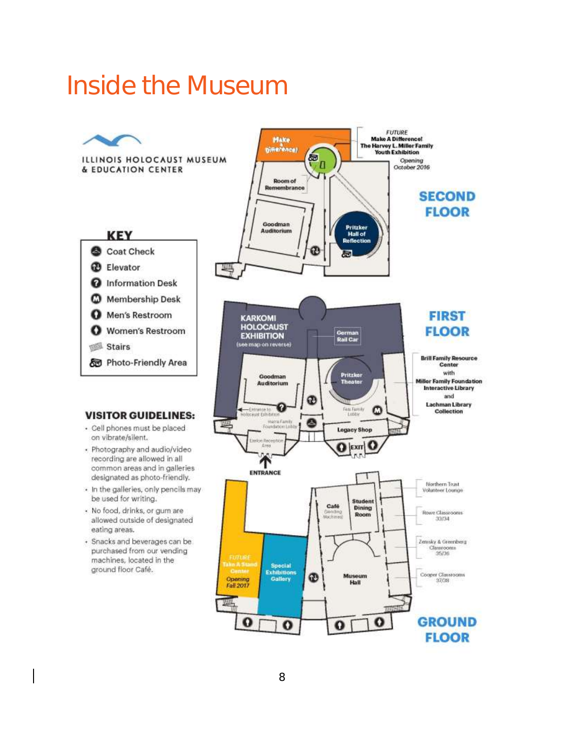# Inside the Museum

ILLINOIS HOLOCAUST MUSEUM & EDUCATION CENTER

## KEY

- Coat Check
- Elevator
- Information Desk
- Membership Desk
- Men's Restroom
- Women's Restroom
- Stairs
- Photo-Friendly Area

## VISITOR GUIDELINES:

- Cell phones must be placed on vibrate/silent.
- Photography and audio/video recording are allowed in all common areas and in galleries designated as photo-friendly.
- In the galleries, only pencils may be used for writing.
- No food, drinks, or gum are allowed outside of designated eating areas.
- Snacks and beverages can be purchased from our vending machines, located in the ground floor Café.

## SECOND FLOOR

- Make A Difference!
- FUTURE Make A Difference! The Harvey L. Miller Family Youth Exhibition — Opening October 2016
- Room of Remembrance
- Goodman Auditorium
- Pritzker Hall of Reflection

## FIRST FLOOR

- KARKOMI HOLOCAUST EXHIBITION (see map on reverse)
- German Rail Car
- Goodman Auditorium
- Pritzker Theater
- Entrance to Holocaust Exhibition
- Harris Family Foundation Lobby
- Fess Family Lobby
- Eiseman Reception Area
- Legacy Shop
- EXIT
- ENTRANCE
- Brill Family Resource Center with Miller Family Foundation Interactive Library and Lachman Library Collection

## GROUND FLOOR

- FUTURE Take A Stand Center — Opening Fall 2017
- Special Exhibitions Gallery
- Café (Vending Machines)
- Student Dining Room
- Museum Hall
- Northern Trust Volunteer Lounge
- Rowe Classrooms 33/34
- Zemsky & Greenberg Classrooms 35/36
- Cooper Classrooms 37/38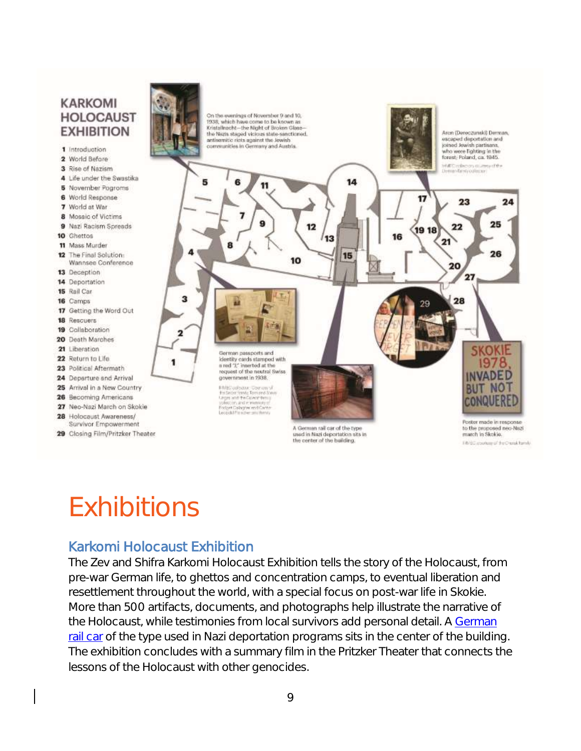# KARKOMI HOLOCAUST EXHIBITION

1. Introduction
2. World Before
3. Rise of Nazism
4. Life under the Swastika
5. November Pogroms
6. World Response
7. World at War
8. Mosaic of Victims
9. Nazi Racism Spreads
10. Ghettos
11. Mass Murder
12. The Final Solution: Wannsee Conference
13. Deception
14. Deportation
15. Rail Car
16. Camps
17. Getting the Word Out
18. Rescuers
19. Collaboration
20. Death Marches
21. Liberation
22. Return to Life
23. Political Aftermath
24. Departure and Arrival
25. Arrival in a New Country
26. Becoming Americans
27. Neo-Nazi March on Skokie
28. Holocaust Awareness/ Survivor Empowerment
29. Closing Film/Pritzker Theater

On the evenings of November 9 and 10, 1938, which have come to be known as Kristallnacht—the Night of Broken Glass—the Nazis staged vicious state-sanctioned, antisemitic riots against the Jewish communities in Germany and Austria.

Aron (Dereczunski) Derman, escaped deportation and joined Jewish partisans, who were fighting in the forest; Poland, ca. 1945.

German passports and identity cards stamped with a red "J" inserted at the request of the neutral Swiss government in 1938.

A German rail car of the type used in Nazi deportation sits in the center of the building.

Poster made in response to the proposed neo-Nazi march in Skokie.

# Exhibitions

## Karkomi Holocaust Exhibition

The Zev and Shifra Karkomi Holocaust Exhibition tells the story of the Holocaust, from pre-war German life, to ghettos and concentration camps, to eventual liberation and resettlement throughout the world, with a special focus on post-war life in Skokie. More than 500 artifacts, documents, and photographs help illustrate the narrative of the Holocaust, while testimonies from local survivors add personal detail. A German rail car of the type used in Nazi deportation programs sits in the center of the building. The exhibition concludes with a summary film in the Pritzker Theater that connects the lessons of the Holocaust with other genocides.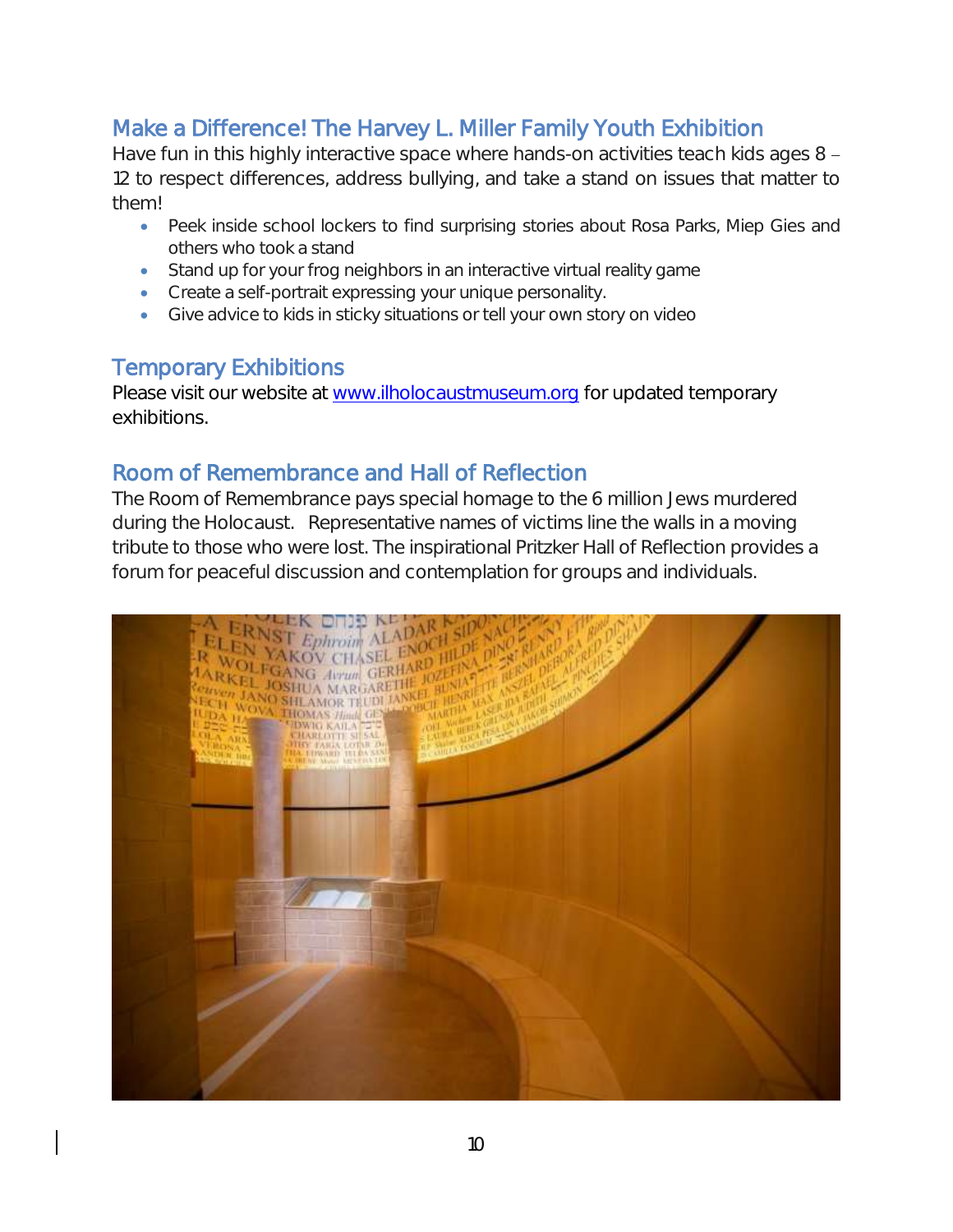## Make a Difference! The Harvey L. Miller Family Youth Exhibition

Have fun in this highly interactive space where hands-on activities teach kids ages 8 – 12 to respect differences, address bullying, and take a stand on issues that matter to them!

- Peek inside school lockers to find surprising stories about Rosa Parks, Miep Gies and others who took a stand
- Stand up for your frog neighbors in an interactive virtual reality game
- Create a self-portrait expressing your unique personality.
- Give advice to kids in sticky situations or tell your own story on video

## Temporary Exhibitions

Please visit our website at [www.ilholocaustmuseum.org](http://www.ilholocaustmuseum.org) for updated temporary exhibitions.

## Room of Remembrance and Hall of Reflection

The Room of Remembrance pays special homage to the 6 million Jews murdered during the Holocaust. Representative names of victims line the walls in a moving tribute to those who were lost. The inspirational Pritzker Hall of Reflection provides a forum for peaceful discussion and contemplation for groups and individuals.